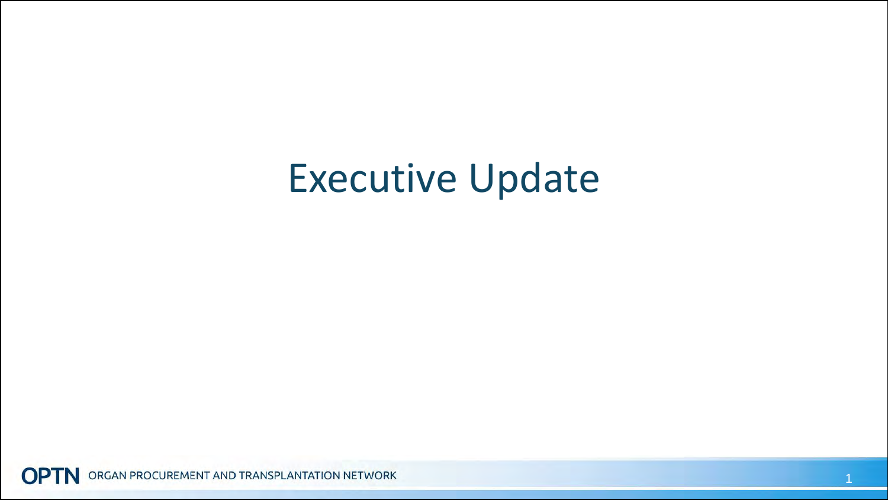# Executive Update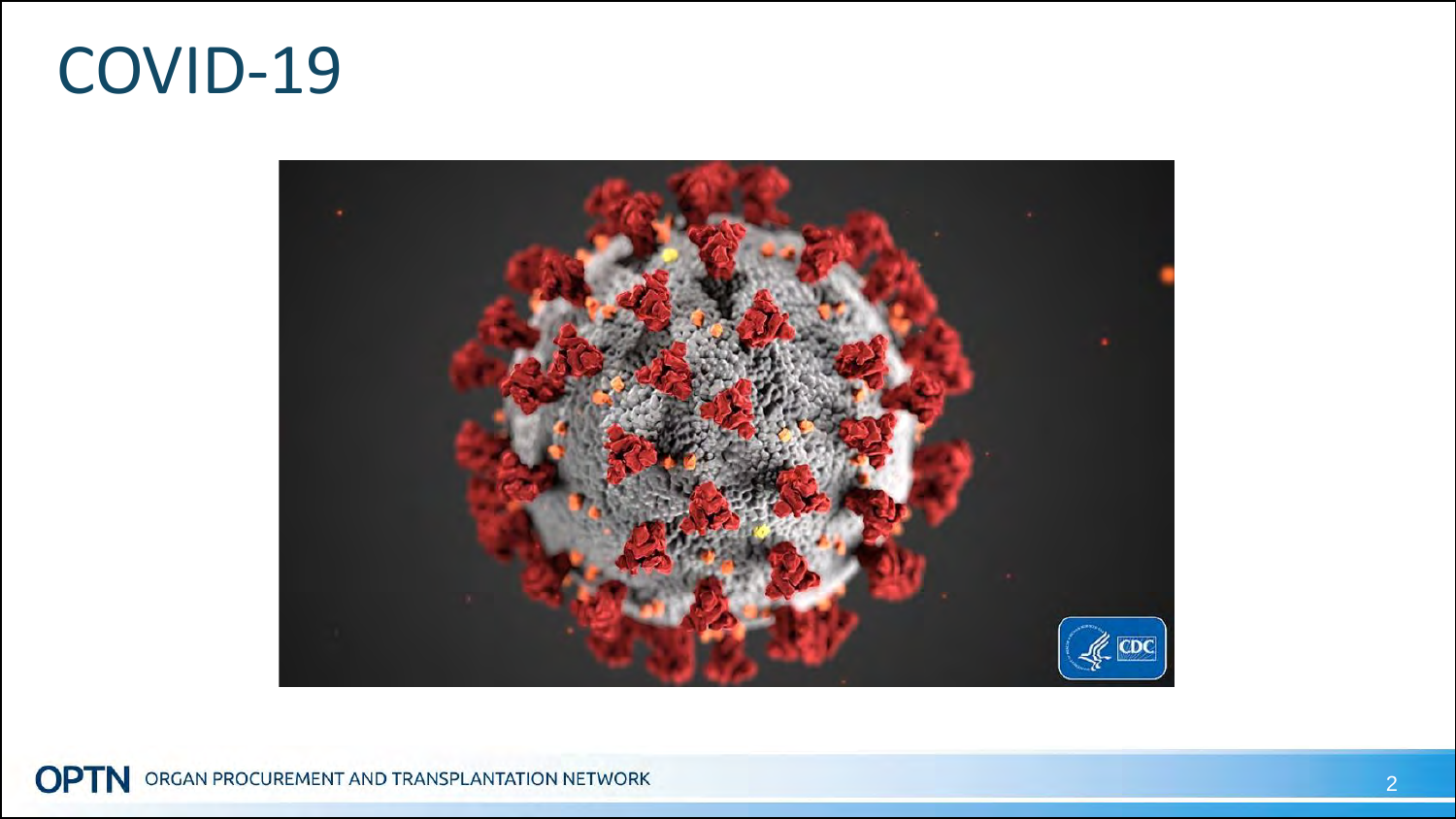# COVID-19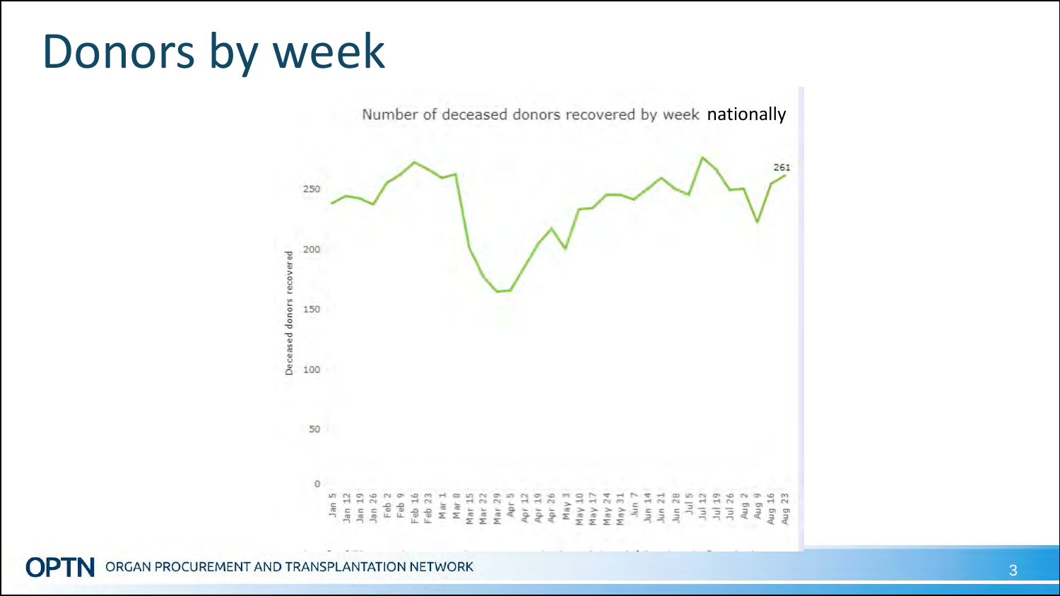# Donors by week

Number of deceased donors recovered by week nationally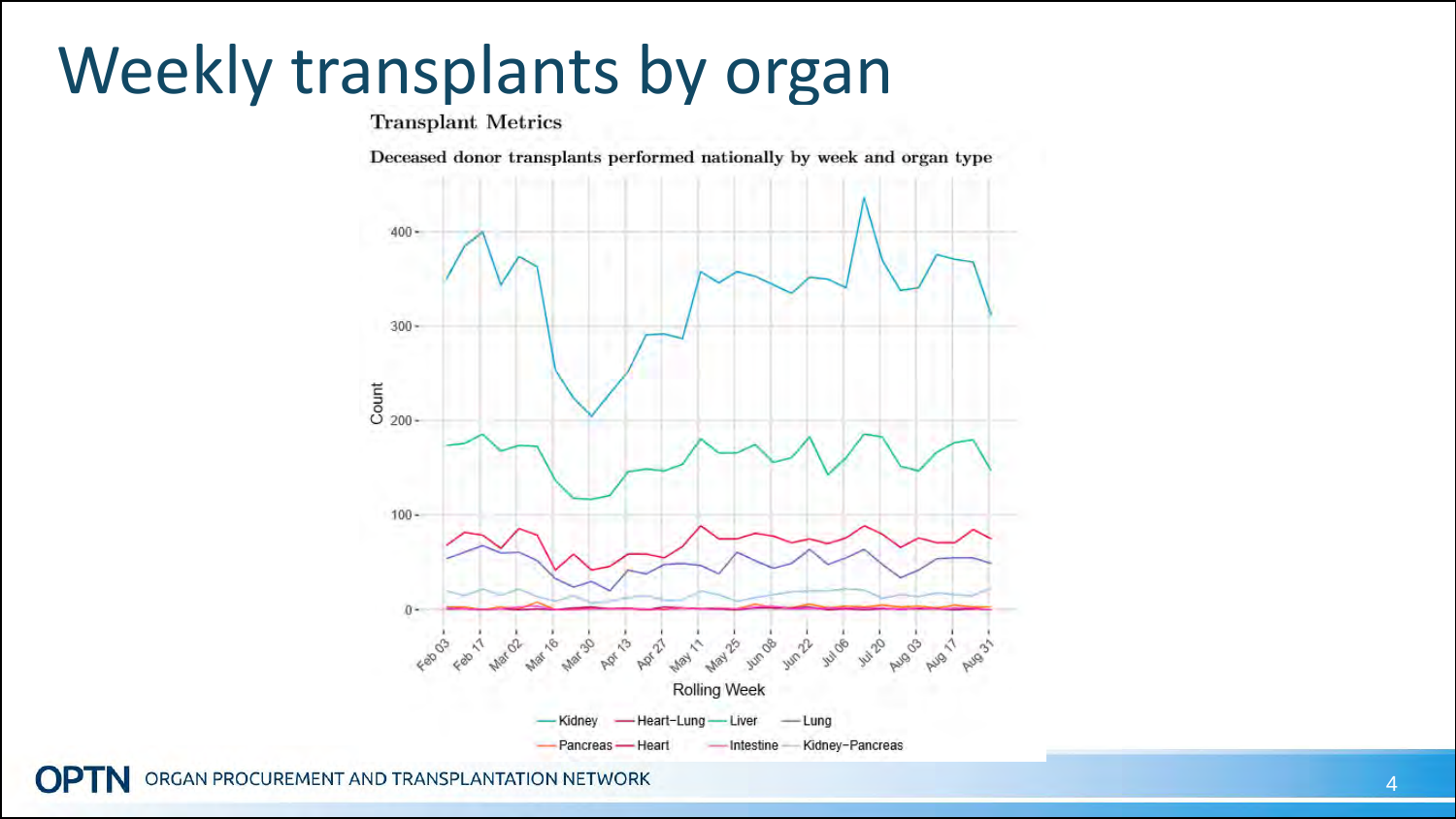# Weekly transplants by organ

**Transplant Metrics**

**Deceased donor transplants performed nationally by week and organ type**

Count

Rolling Week

Feb 03, Feb 17, Mar 02, Mar 16, Mar 30, Apr 13, Apr 27, May 11, May 25, Jun 08, Jun 22, Jul 06, Jul 20, Aug 03, Aug 17, Aug 31

Kidney, Heart–Lung, Liver, Lung, Pancreas, Heart, Intestine, Kidney–Pancreas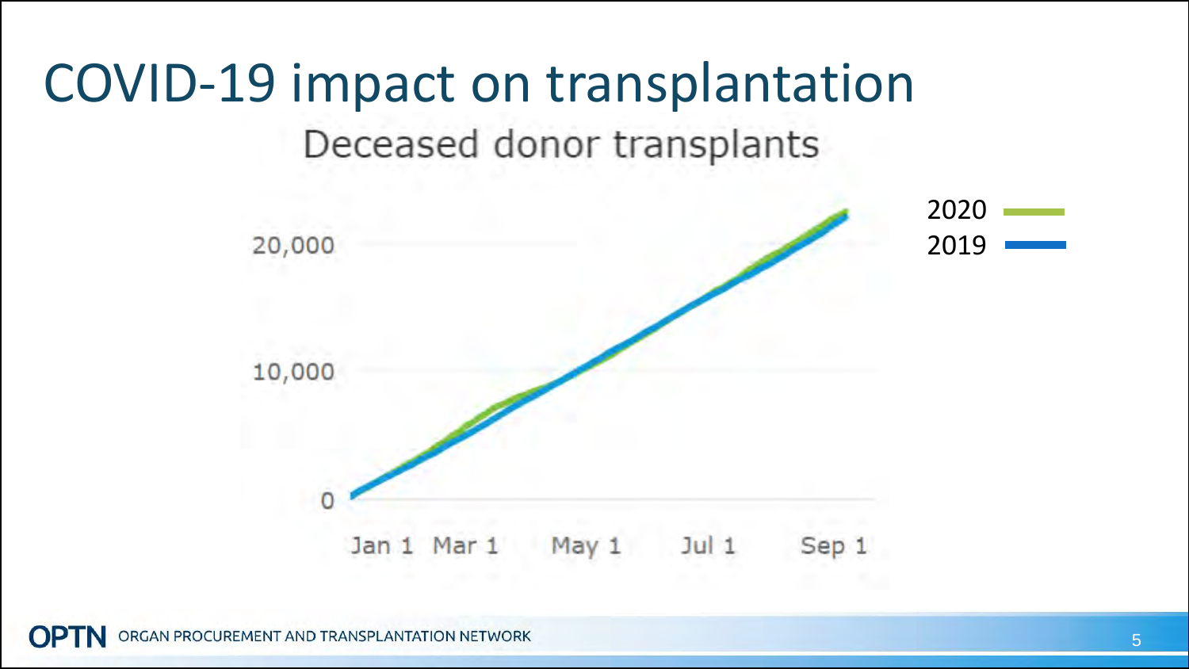# COVID-19 impact on transplantation

## Deceased donor transplants

20,000

10,000

0

Jan 1 Mar 1 May 1 Jul 1 Sep 1

2020

2019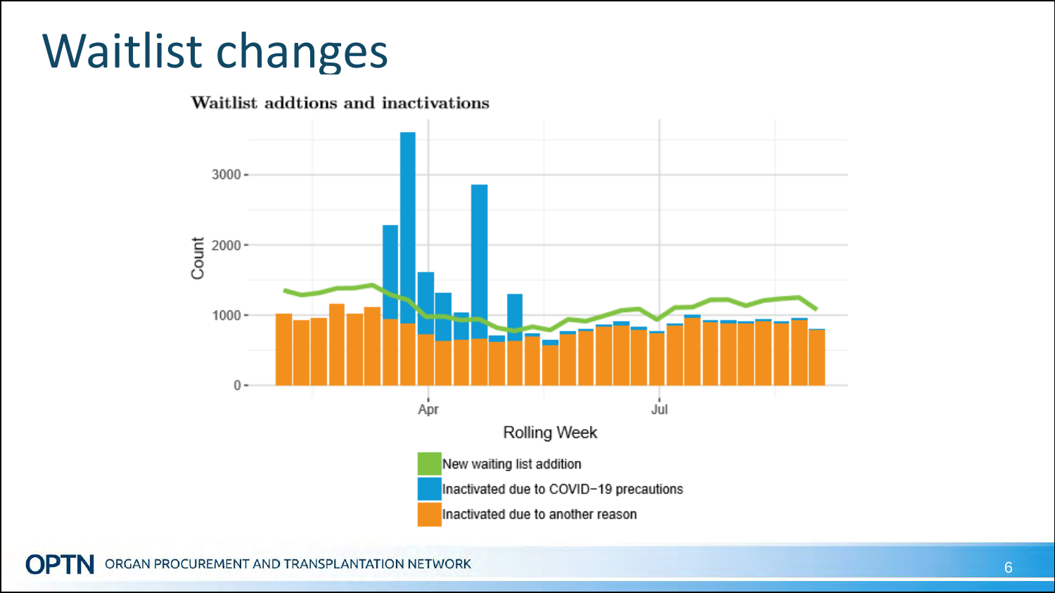# Waitlist changes

Waitlist addtions and inactivations

- New waiting list addition
- Inactivated due to COVID−19 precautions
- Inactivated due to another reason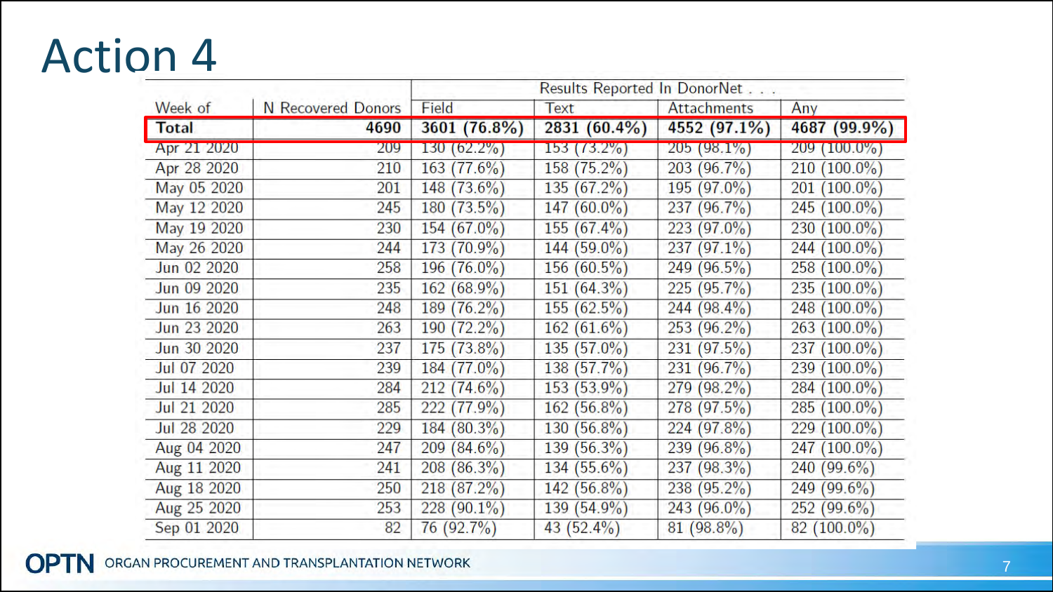# Action 4

| Week of | N Recovered Donors | Results Reported In DonorNet . . . | | | |
|---|---|---|---|---|---|
| | | Field | Text | Attachments | Any |
| **Total** | **4690** | **3601 (76.8%)** | **2831 (60.4%)** | **4552 (97.1%)** | **4687 (99.9%)** |
| Apr 21 2020 | 209 | 130 (62.2%) | 153 (73.2%) | 205 (98.1%) | 209 (100.0%) |
| Apr 28 2020 | 210 | 163 (77.6%) | 158 (75.2%) | 203 (96.7%) | 210 (100.0%) |
| May 05 2020 | 201 | 148 (73.6%) | 135 (67.2%) | 195 (97.0%) | 201 (100.0%) |
| May 12 2020 | 245 | 180 (73.5%) | 147 (60.0%) | 237 (96.7%) | 245 (100.0%) |
| May 19 2020 | 230 | 154 (67.0%) | 155 (67.4%) | 223 (97.0%) | 230 (100.0%) |
| May 26 2020 | 244 | 173 (70.9%) | 144 (59.0%) | 237 (97.1%) | 244 (100.0%) |
| Jun 02 2020 | 258 | 196 (76.0%) | 156 (60.5%) | 249 (96.5%) | 258 (100.0%) |
| Jun 09 2020 | 235 | 162 (68.9%) | 151 (64.3%) | 225 (95.7%) | 235 (100.0%) |
| Jun 16 2020 | 248 | 189 (76.2%) | 155 (62.5%) | 244 (98.4%) | 248 (100.0%) |
| Jun 23 2020 | 263 | 190 (72.2%) | 162 (61.6%) | 253 (96.2%) | 263 (100.0%) |
| Jun 30 2020 | 237 | 175 (73.8%) | 135 (57.0%) | 231 (97.5%) | 237 (100.0%) |
| Jul 07 2020 | 239 | 184 (77.0%) | 138 (57.7%) | 231 (96.7%) | 239 (100.0%) |
| Jul 14 2020 | 284 | 212 (74.6%) | 153 (53.9%) | 279 (98.2%) | 284 (100.0%) |
| Jul 21 2020 | 285 | 222 (77.9%) | 162 (56.8%) | 278 (97.5%) | 285 (100.0%) |
| Jul 28 2020 | 229 | 184 (80.3%) | 130 (56.8%) | 224 (97.8%) | 229 (100.0%) |
| Aug 04 2020 | 247 | 209 (84.6%) | 139 (56.3%) | 239 (96.8%) | 247 (100.0%) |
| Aug 11 2020 | 241 | 208 (86.3%) | 134 (55.6%) | 237 (98.3%) | 240 (99.6%) |
| Aug 18 2020 | 250 | 218 (87.2%) | 142 (56.8%) | 238 (95.2%) | 249 (99.6%) |
| Aug 25 2020 | 253 | 228 (90.1%) | 139 (54.9%) | 243 (96.0%) | 252 (99.6%) |
| Sep 01 2020 | 82 | 76 (92.7%) | 43 (52.4%) | 81 (98.8%) | 82 (100.0%) |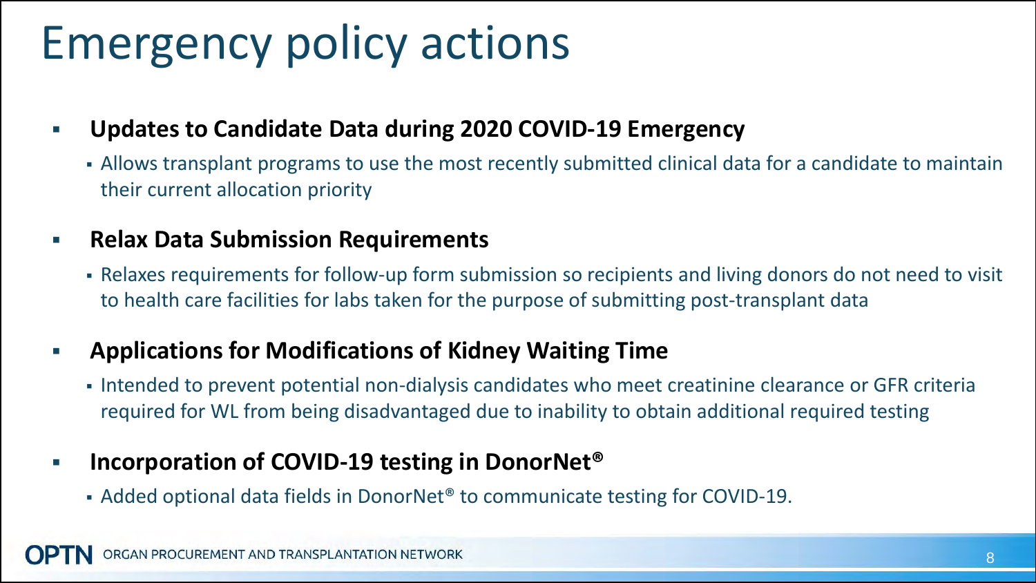# Emergency policy actions

- **Updates to Candidate Data during 2020 COVID-19 Emergency**
  - Allows transplant programs to use the most recently submitted clinical data for a candidate to maintain their current allocation priority
- **Relax Data Submission Requirements**
  - Relaxes requirements for follow-up form submission so recipients and living donors do not need to visit to health care facilities for labs taken for the purpose of submitting post-transplant data
- **Applications for Modifications of Kidney Waiting Time**
  - Intended to prevent potential non-dialysis candidates who meet creatinine clearance or GFR criteria required for WL from being disadvantaged due to inability to obtain additional required testing
- **Incorporation of COVID-19 testing in DonorNet®**
  - Added optional data fields in DonorNet® to communicate testing for COVID-19.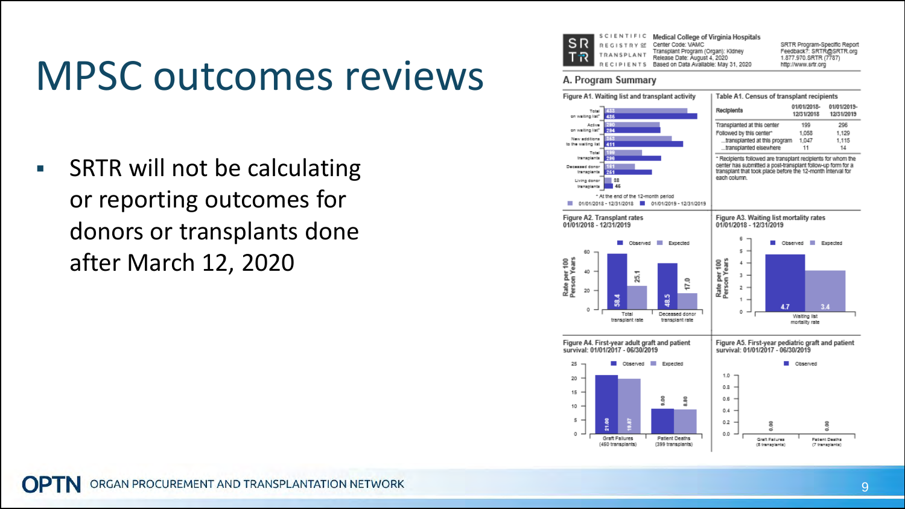# MPSC outcomes reviews

- SRTR will not be calculating or reporting outcomes for donors or transplants done after March 12, 2020

**SCIENTIFIC REGISTRY OF TRANSPLANT RECIPIENTS**

Medical College of Virginia Hospitals
Center Code: VAMC
Transplant Program (Organ): Kidney
Release Date: August 4, 2020
Based on Data Available: May 31, 2020

SRTR Program-Specific Report
Feedback?: SRTR@SRTR.org
1.877.970.SRTR (7787)
http://www.srtr.org

## A. Program Summary

**Figure A1. Waiting list and transplant activity**

| | 01/01/2018 - 12/31/2018 | 01/01/2019 - 12/31/2019 |
|---|---|---|
| Total on waiting list* | 453 | 486 |
| Active on waiting list* | 280 | 284 |
| New additions to the waiting list | 353 | 411 |
| Total transplants | 199 | 296 |
| Deceased donor transplants | 181 | 251 |
| Living donor transplants | 18 | 45 |

* At the end of the 12-month period

**Table A1. Census of transplant recipients**

| Recipients | 01/01/2018-12/31/2018 | 01/01/2019-12/31/2019 |
|---|---|---|
| Transplanted at this center | 199 | 296 |
| Followed by this center* | 1,058 | 1,129 |
| ...transplanted at this program | 1,047 | 1,115 |
| ...transplanted elsewhere | 11 | 14 |

* Recipients followed are transplant recipients for whom the center has submitted a post-transplant follow-up form for a transplant that took place before the 12-month interval for each column.

**Figure A2. Transplant rates 01/01/2018 - 12/31/2019**

| Rate per 100 Person Years | Observed | Expected |
|---|---|---|
| Total transplant rate | 58.4 | 25.1 |
| Deceased donor transplant rate | 48.5 | 17.0 |

**Figure A3. Waiting list mortality rates 01/01/2018 - 12/31/2019**

| Rate per 100 Person Years | Observed | Expected |
|---|---|---|
| Waiting list mortality rate | 4.7 | 3.4 |

**Figure A4. First-year adult graft and patient survival: 01/01/2017 - 06/30/2019**

| | Observed | Expected |
|---|---|---|
| Graft Failures (450 transplants) | 21.00 | 19.87 |
| Patient Deaths (399 transplants) | 9.00 | 8.80 |

**Figure A5. First-year pediatric graft and patient survival: 01/01/2017 - 06/30/2019**

| | Observed |
|---|---|
| Graft Failures (8 transplants) | 0.00 |
| Patient Deaths (7 transplants) | 0.00 |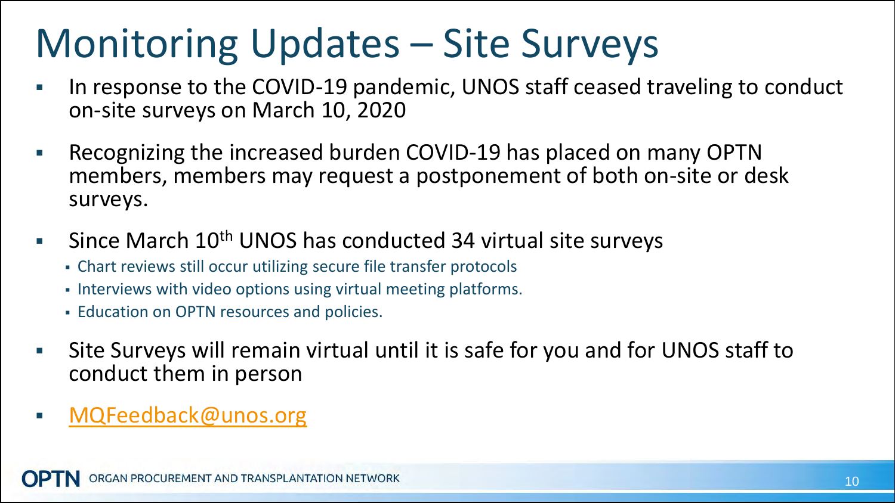# Monitoring Updates – Site Surveys

- In response to the COVID-19 pandemic, UNOS staff ceased traveling to conduct on-site surveys on March 10, 2020
- Recognizing the increased burden COVID-19 has placed on many OPTN members, members may request a postponement of both on-site or desk surveys.
- Since March 10th UNOS has conducted 34 virtual site surveys
  - Chart reviews still occur utilizing secure file transfer protocols
  - Interviews with video options using virtual meeting platforms.
  - Education on OPTN resources and policies.
- Site Surveys will remain virtual until it is safe for you and for UNOS staff to conduct them in person
- [MQFeedback@unos.org](mailto:MQFeedback@unos.org)

OPTN ORGAN PROCUREMENT AND TRANSPLANTATION NETWORK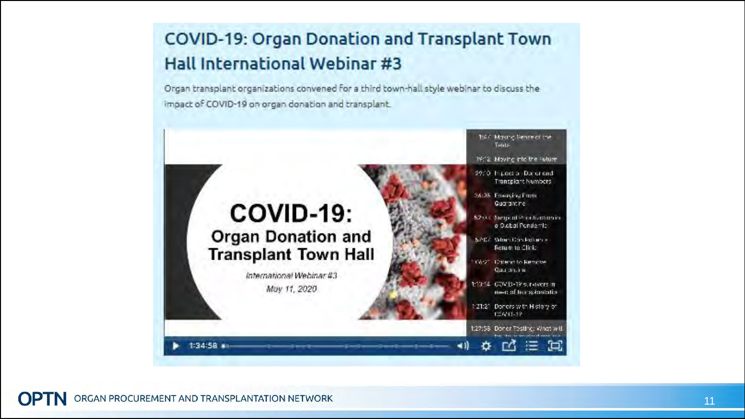## COVID-19: Organ Donation and Transplant Town Hall International Webinar #3

Organ transplant organizations convened for a third town-hall style webinar to discuss the impact of COVID-19 on organ donation and transplant.

COVID-19: Organ Donation and Transplant Town Hall

*International Webinar #3*

*May 11, 2020*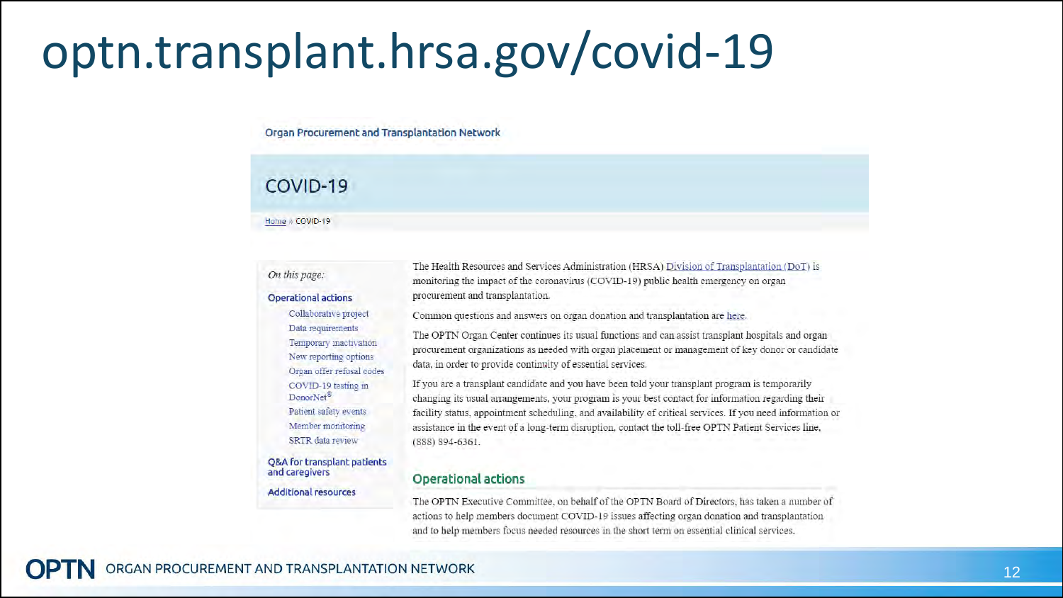# optn.transplant.hrsa.gov/covid-19

Organ Procurement and Transplantation Network

## COVID-19

Home » COVID-19

*On this page:*

- Operational actions
  - Collaborative project
  - Data requirements
  - Temporary inactivation
  - New reporting options
  - Organ offer refusal codes
  - COVID-19 testing in DonorNet®
  - Patient safety events
  - Member monitoring
  - SRTR data review
- Q&A for transplant patients and caregivers
- Additional resources

The Health Resources and Services Administration (HRSA) Division of Transplantation (DoT) is monitoring the impact of the coronavirus (COVID-19) public health emergency on organ procurement and transplantation.

Common questions and answers on organ donation and transplantation are here.

The OPTN Organ Center continues its usual functions and can assist transplant hospitals and organ procurement organizations as needed with organ placement or management of key donor or candidate data, in order to provide continuity of essential services.

If you are a transplant candidate and you have been told your transplant program is temporarily changing its usual arrangements, your program is your best contact for information regarding their facility status, appointment scheduling, and availability of critical services. If you need information or assistance in the event of a long-term disruption, contact the toll-free OPTN Patient Services line, (888) 894-6361.

### Operational actions

The OPTN Executive Committee, on behalf of the OPTN Board of Directors, has taken a number of actions to help members document COVID-19 issues affecting organ donation and transplantation and to help members focus needed resources in the short term on essential clinical services.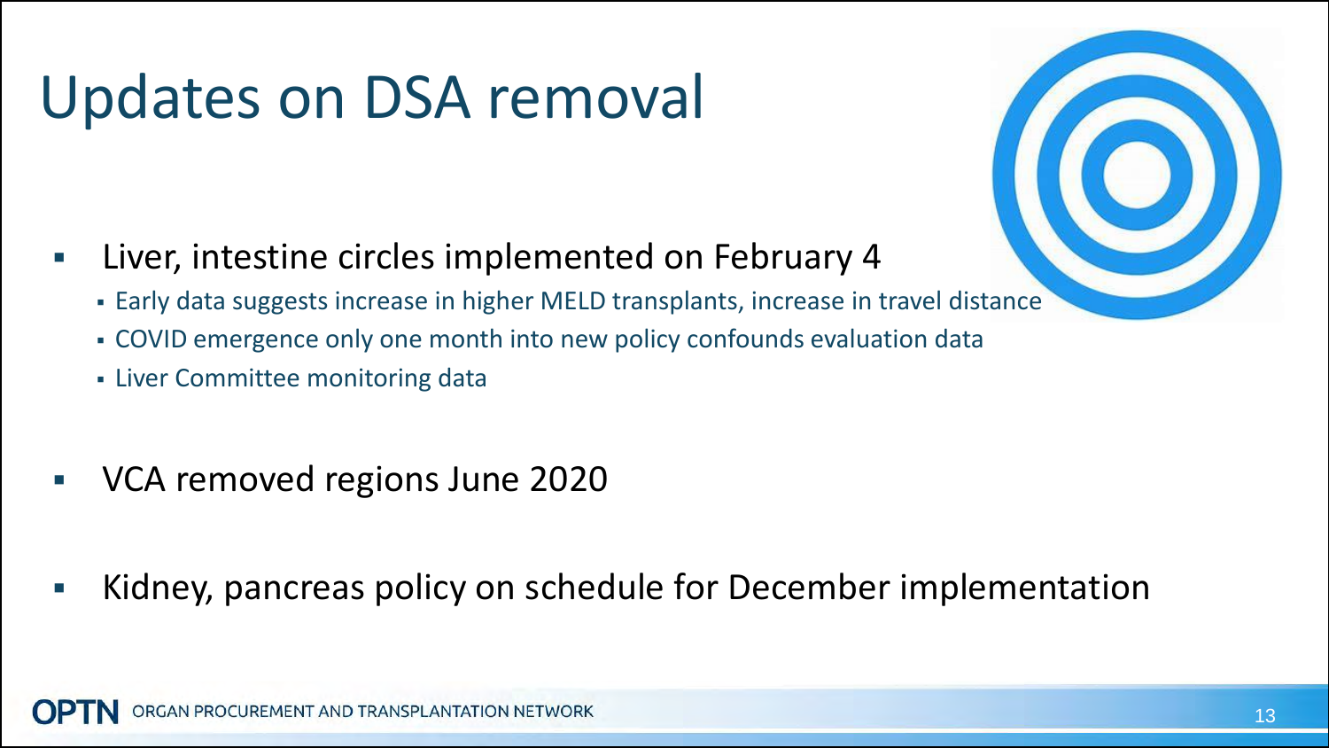# Updates on DSA removal

- Liver, intestine circles implemented on February 4
  - Early data suggests increase in higher MELD transplants, increase in travel distance
  - COVID emergence only one month into new policy confounds evaluation data
  - Liver Committee monitoring data
- VCA removed regions June 2020
- Kidney, pancreas policy on schedule for December implementation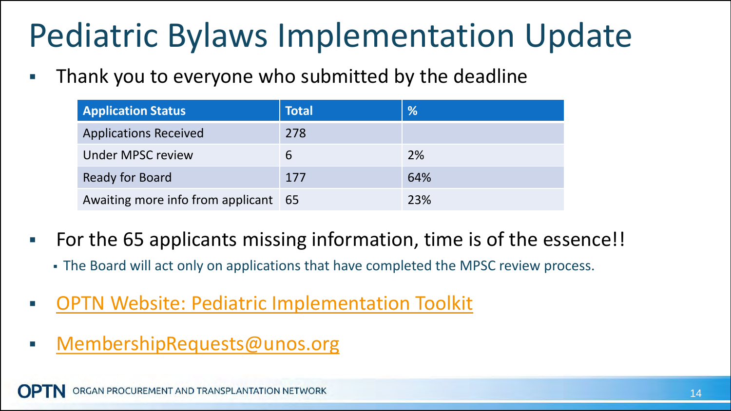# Pediatric Bylaws Implementation Update

- Thank you to everyone who submitted by the deadline

| Application Status | Total | % |
|---|---|---|
| Applications Received | 278 | |
| Under MPSC review | 6 | 2% |
| Ready for Board | 177 | 64% |
| Awaiting more info from applicant | 65 | 23% |

- For the 65 applicants missing information, time is of the essence!!
  - The Board will act only on applications that have completed the MPSC review process.
- OPTN Website: Pediatric Implementation Toolkit
- MembershipRequests@unos.org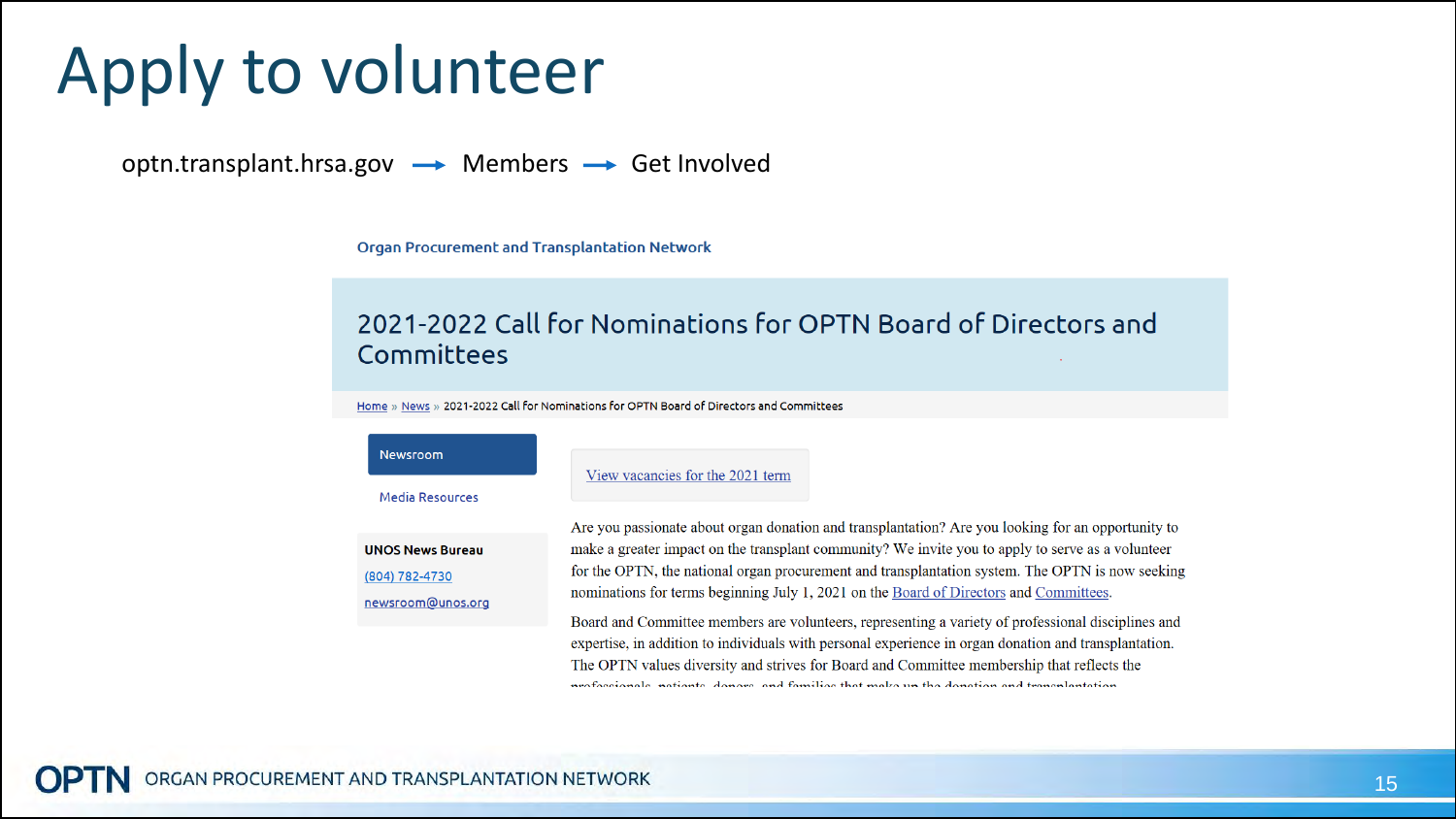# Apply to volunteer

optn.transplant.hrsa.gov → Members → Get Involved

Organ Procurement and Transplantation Network

## 2021-2022 Call for Nominations for OPTN Board of Directors and Committees

Home » News » 2021-2022 Call for Nominations for OPTN Board of Directors and Committees

Newsroom

Media Resources

**UNOS News Bureau**

(804) 782-4730

newsroom@unos.org

View vacancies for the 2021 term

Are you passionate about organ donation and transplantation? Are you looking for an opportunity to make a greater impact on the transplant community? We invite you to apply to serve as a volunteer for the OPTN, the national organ procurement and transplantation system. The OPTN is now seeking nominations for terms beginning July 1, 2021 on the Board of Directors and Committees.

Board and Committee members are volunteers, representing a variety of professional disciplines and expertise, in addition to individuals with personal experience in organ donation and transplantation. The OPTN values diversity and strives for Board and Committee membership that reflects the professionals, patients, donors, and families that make up the donation and transplantation

OPTN ORGAN PROCUREMENT AND TRANSPLANTATION NETWORK